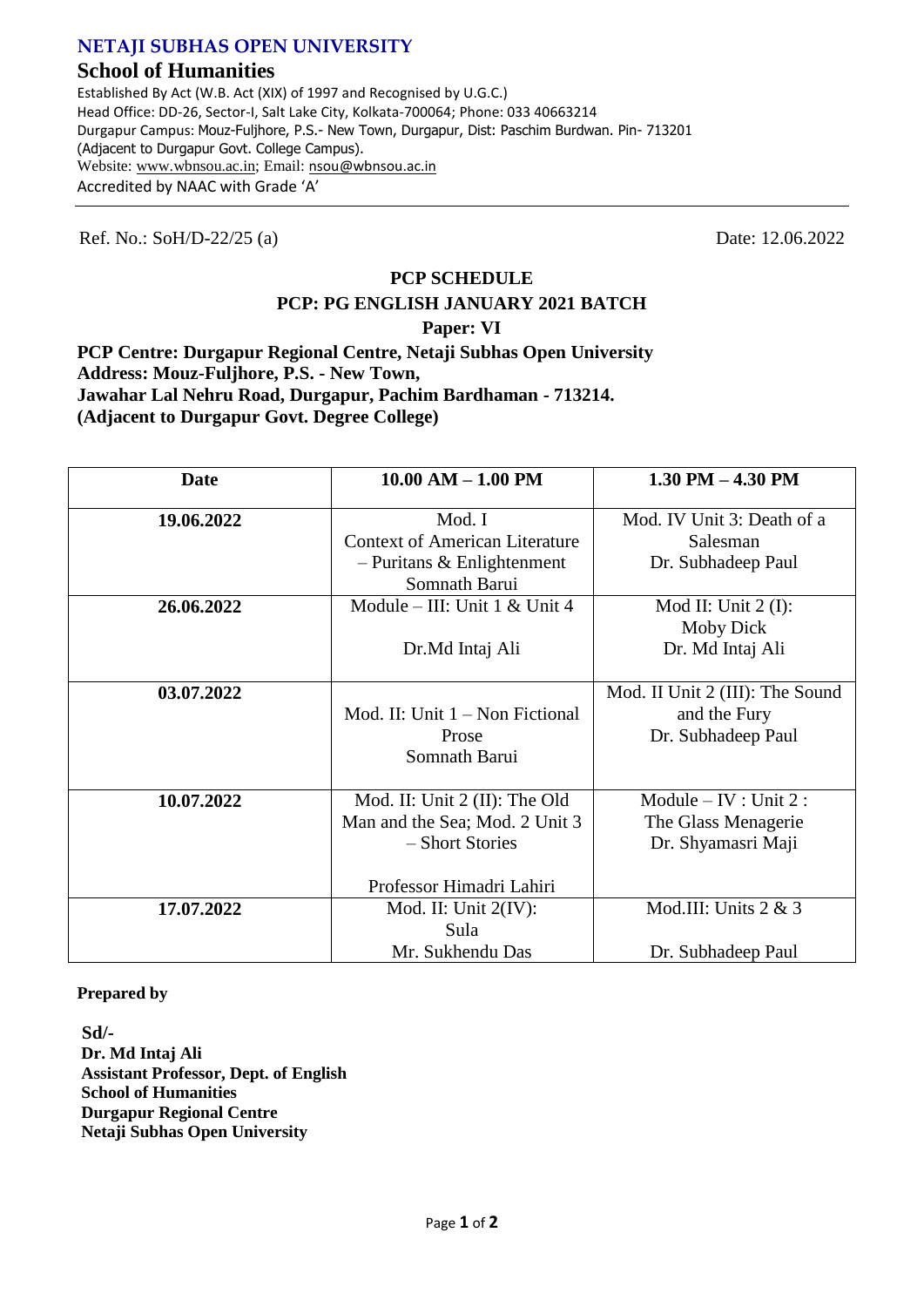## NETAJI SUBHAS OPEN UNIVERSITY

### School of Humanities

Established By Act (W.B. Act (XIX) of 1997 and Recognised by U.G.C.)
Head Office: DD-26, Sector-I, Salt Lake City, Kolkata-700064; Phone: 033 40663214
Durgapur Campus: Mouz-Fuljhore, P.S.- New Town, Durgapur, Dist: Paschim Burdwan. Pin- 713201
(Adjacent to Durgapur Govt. College Campus).
Website: www.wbnsou.ac.in; Email: nsou@wbnsou.ac.in
Accredited by NAAC with Grade 'A'

---

Ref. No.: SoH/D-22/25 (a)    Date: 12.06.2022

**PCP SCHEDULE**

**PCP: PG ENGLISH JANUARY 2021 BATCH**

**Paper: VI**

**PCP Centre: Durgapur Regional Centre, Netaji Subhas Open University**
**Address: Mouz-Fuljhore, P.S. - New Town,**
**Jawahar Lal Nehru Road, Durgapur, Pachim Bardhaman - 713214.**
**(Adjacent to Durgapur Govt. Degree College)**

| Date | 10.00 AM – 1.00 PM | 1.30 PM – 4.30 PM |
|---|---|---|
| 19.06.2022 | Mod. I<br>Context of American Literature – Puritans & Enlightenment<br>Somnath Barui | Mod. IV Unit 3: Death of a Salesman<br>Dr. Subhadeep Paul |
| 26.06.2022 | Module – III: Unit 1 & Unit 4<br><br>Dr.Md Intaj Ali | Mod II: Unit 2 (I): Moby Dick<br>Dr. Md Intaj Ali |
| 03.07.2022 | Mod. II: Unit 1 – Non Fictional Prose<br>Somnath Barui | Mod. II Unit 2 (III): The Sound and the Fury<br>Dr. Subhadeep Paul |
| 10.07.2022 | Mod. II: Unit 2 (II): The Old Man and the Sea; Mod. 2 Unit 3 – Short Stories<br><br>Professor Himadri Lahiri | Module – IV : Unit 2 : The Glass Menagerie<br>Dr. Shyamasri Maji |
| 17.07.2022 | Mod. II: Unit 2(IV): Sula<br>Mr. Sukhendu Das | Mod.III: Units 2 & 3<br><br>Dr. Subhadeep Paul |

**Prepared by**

**Sd/-**
**Dr. Md Intaj Ali**
**Assistant Professor, Dept. of English**
**School of Humanities**
**Durgapur Regional Centre**
**Netaji Subhas Open University**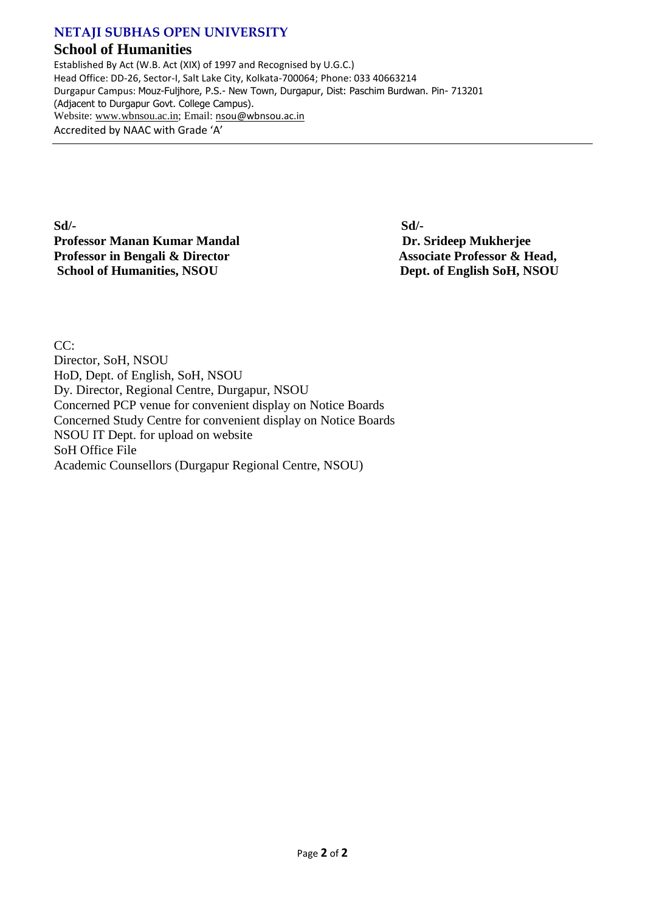**NETAJI SUBHAS OPEN UNIVERSITY**

## School of Humanities

Established By Act (W.B. Act (XIX) of 1997 and Recognised by U.G.C.)
Head Office: DD-26, Sector-I, Salt Lake City, Kolkata-700064; Phone: 033 40663214
Durgapur Campus: Mouz-Fuljhore, P.S.- New Town, Durgapur, Dist: Paschim Burdwan. Pin- 713201
(Adjacent to Durgapur Govt. College Campus).
Website: www.wbnsou.ac.in; Email: nsou@wbnsou.ac.in
Accredited by NAAC with Grade 'A'

---

**Sd/-**
**Professor Manan Kumar Mandal**
**Professor in Bengali & Director**
**School of Humanities, NSOU**

**Sd/-**
**Dr. Srideep Mukherjee**
**Associate Professor & Head,**
**Dept. of English SoH, NSOU**

CC:
Director, SoH, NSOU
HoD, Dept. of English, SoH, NSOU
Dy. Director, Regional Centre, Durgapur, NSOU
Concerned PCP venue for convenient display on Notice Boards
Concerned Study Centre for convenient display on Notice Boards
NSOU IT Dept. for upload on website
SoH Office File
Academic Counsellors (Durgapur Regional Centre, NSOU)